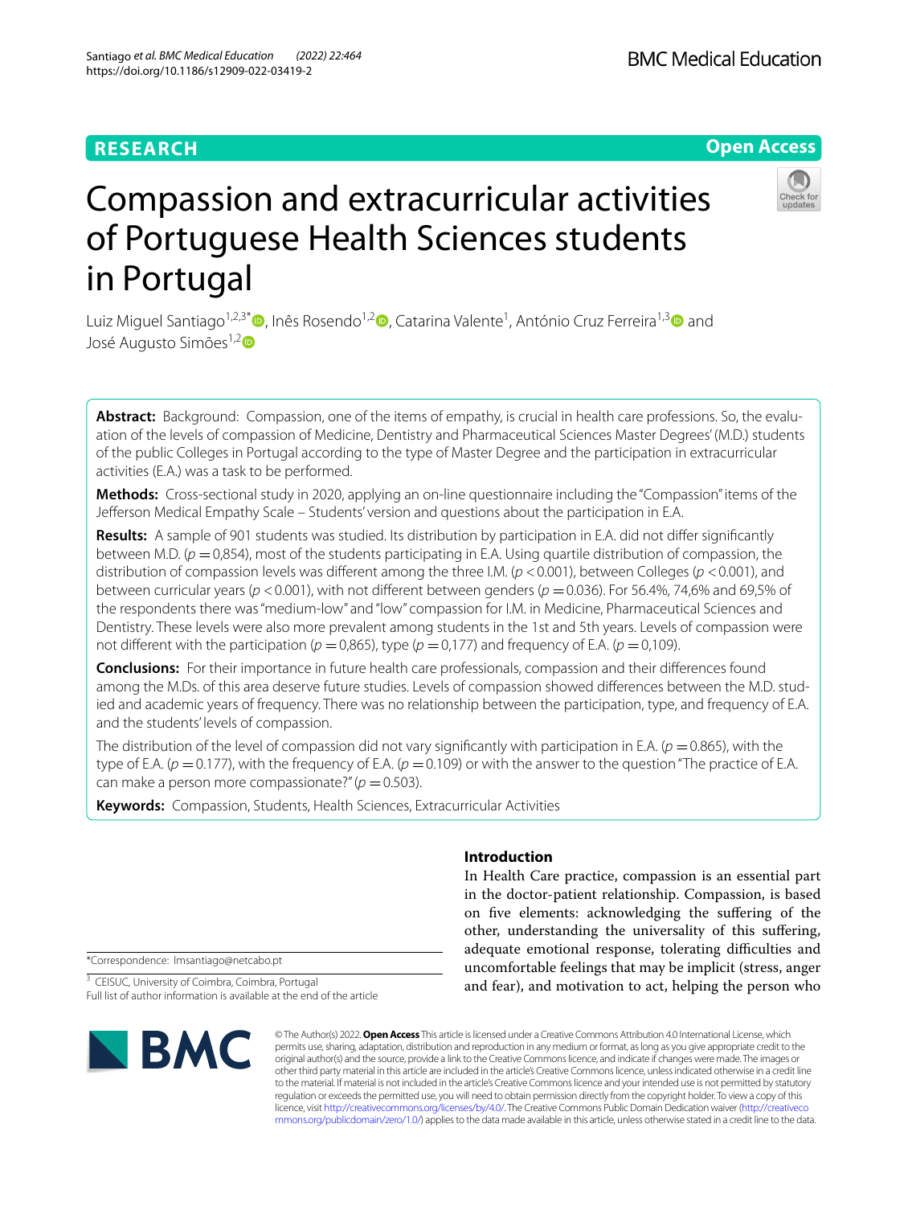RESEARCH

Open Access

# Compassion and extracurricular activities of Portuguese Health Sciences students in Portugal

Luiz Miguel Santiago[1,2,3*], Inês Rosendo[1,2], Catarina Valente[1], António Cruz Ferreira[1,3] and José Augusto Simões[1,2]

**Abstract:** Background: Compassion, one of the items of empathy, is crucial in health care professions. So, the evaluation of the levels of compassion of Medicine, Dentistry and Pharmaceutical Sciences Master Degrees' (M.D.) students of the public Colleges in Portugal according to the type of Master Degree and the participation in extracurricular activities (E.A.) was a task to be performed.

**Methods:** Cross-sectional study in 2020, applying an on-line questionnaire including the "Compassion" items of the Jefferson Medical Empathy Scale – Students' version and questions about the participation in E.A.

**Results:** A sample of 901 students was studied. Its distribution by participation in E.A. did not differ significantly between M.D. ($p = 0,854$), most of the students participating in E.A. Using quartile distribution of compassion, the distribution of compassion levels was different among the three I.M. ($p < 0.001$), between Colleges ($p < 0.001$), and between curricular years ($p < 0.001$), with not different between genders ($p = 0.036$). For 56.4%, 74,6% and 69,5% of the respondents there was "medium-low" and "low" compassion for I.M. in Medicine, Pharmaceutical Sciences and Dentistry. These levels were also more prevalent among students in the 1st and 5th years. Levels of compassion were not different with the participation ($p = 0,865$), type ($p = 0,177$) and frequency of E.A. ($p = 0,109$).

**Conclusions:** For their importance in future health care professionals, compassion and their differences found among the M.Ds. of this area deserve future studies. Levels of compassion showed differences between the M.D. studied and academic years of frequency. There was no relationship between the participation, type, and frequency of E.A. and the students' levels of compassion.

The distribution of the level of compassion did not vary significantly with participation in E.A. ($p = 0.865$), with the type of E.A. ($p = 0.177$), with the frequency of E.A. ($p = 0.109$) or with the answer to the question "The practice of E.A. can make a person more compassionate?" ($p = 0.503$).

**Keywords:** Compassion, Students, Health Sciences, Extracurricular Activities

## Introduction

In Health Care practice, compassion is an essential part in the doctor-patient relationship. Compassion, is based on five elements: acknowledging the suffering of the other, understanding the universality of this suffering, adequate emotional response, tolerating difficulties and uncomfortable feelings that may be implicit (stress, anger and fear), and motivation to act, helping the person who

*Correspondence: lmsantiago@netcabo.pt

[3] CEISUC, University of Coimbra, Coimbra, Portugal

Full list of author information is available at the end of the article

© The Author(s) 2022. **Open Access** This article is licensed under a Creative Commons Attribution 4.0 International License, which permits use, sharing, adaptation, distribution and reproduction in any medium or format, as long as you give appropriate credit to the original author(s) and the source, provide a link to the Creative Commons licence, and indicate if changes were made. The images or other third party material in this article are included in the article's Creative Commons licence, unless indicated otherwise in a credit line to the material. If material is not included in the article's Creative Commons licence and your intended use is not permitted by statutory regulation or exceeds the permitted use, you will need to obtain permission directly from the copyright holder. To view a copy of this licence, visit http://creativecommons.org/licenses/by/4.0/. The Creative Commons Public Domain Dedication waiver (http://creativecommons.org/publicdomain/zero/1.0/) applies to the data made available in this article, unless otherwise stated in a credit line to the data.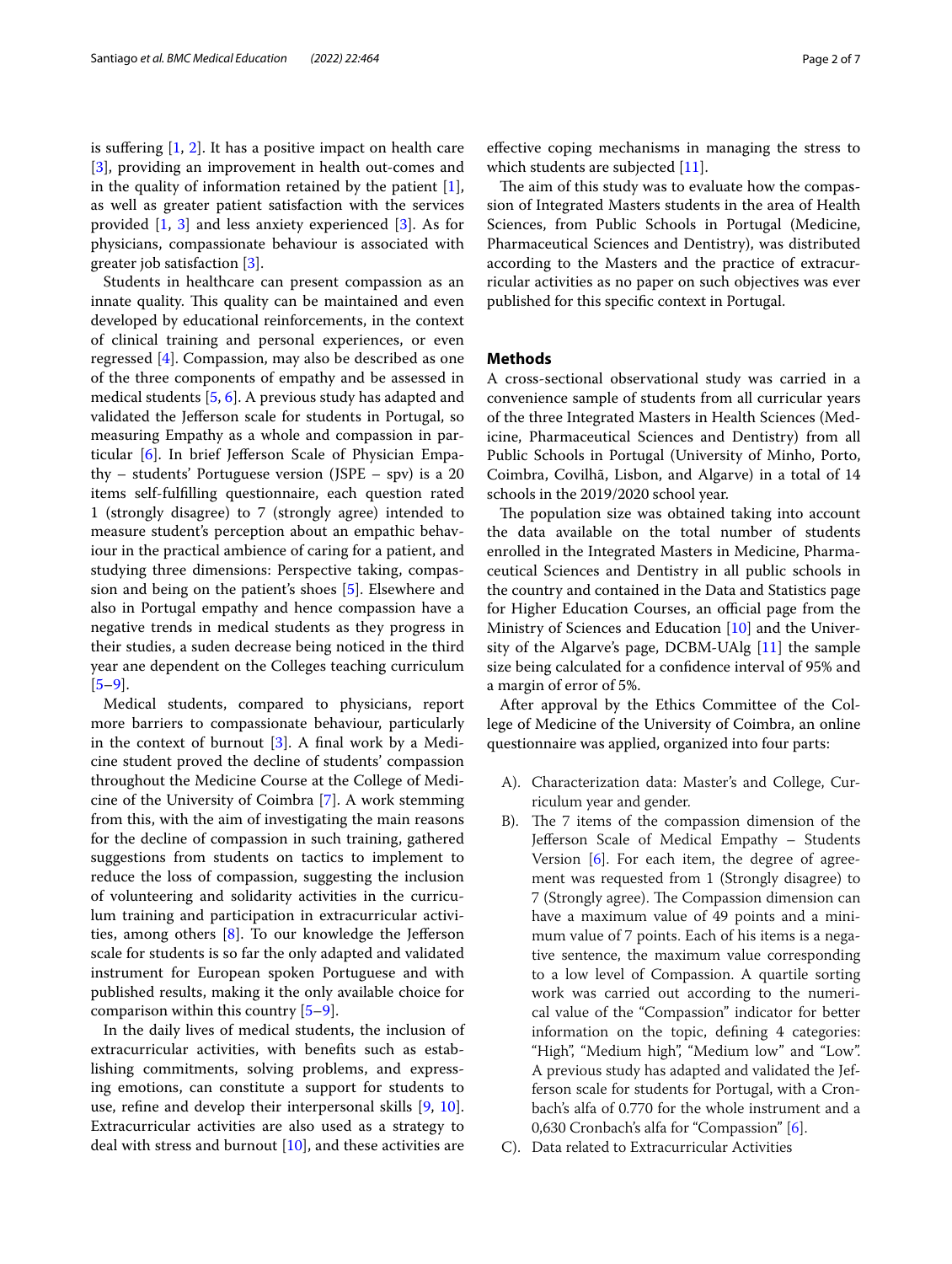is suffering [1, 2]. It has a positive impact on health care [3], providing an improvement in health out-comes and in the quality of information retained by the patient [1], as well as greater patient satisfaction with the services provided [1, 3] and less anxiety experienced [3]. As for physicians, compassionate behaviour is associated with greater job satisfaction [3].

Students in healthcare can present compassion as an innate quality. This quality can be maintained and even developed by educational reinforcements, in the context of clinical training and personal experiences, or even regressed [4]. Compassion, may also be described as one of the three components of empathy and be assessed in medical students [5, 6]. A previous study has adapted and validated the Jefferson scale for students in Portugal, so measuring Empathy as a whole and compassion in particular [6]. In brief Jefferson Scale of Physician Empathy – students' Portuguese version (JSPE – spv) is a 20 items self-fulfilling questionnaire, each question rated 1 (strongly disagree) to 7 (strongly agree) intended to measure student's perception about an empathic behaviour in the practical ambience of caring for a patient, and studying three dimensions: Perspective taking, compassion and being on the patient's shoes [5]. Elsewhere and also in Portugal empathy and hence compassion have a negative trends in medical students as they progress in their studies, a suden decrease being noticed in the third year ane dependent on the Colleges teaching curriculum [5–9].

Medical students, compared to physicians, report more barriers to compassionate behaviour, particularly in the context of burnout [3]. A final work by a Medicine student proved the decline of students' compassion throughout the Medicine Course at the College of Medicine of the University of Coimbra [7]. A work stemming from this, with the aim of investigating the main reasons for the decline of compassion in such training, gathered suggestions from students on tactics to implement to reduce the loss of compassion, suggesting the inclusion of volunteering and solidarity activities in the curriculum training and participation in extracurricular activities, among others [8]. To our knowledge the Jefferson scale for students is so far the only adapted and validated instrument for European spoken Portuguese and with published results, making it the only available choice for comparison within this country [5–9].

In the daily lives of medical students, the inclusion of extracurricular activities, with benefits such as establishing commitments, solving problems, and expressing emotions, can constitute a support for students to use, refine and develop their interpersonal skills [9, 10]. Extracurricular activities are also used as a strategy to deal with stress and burnout [10], and these activities are effective coping mechanisms in managing the stress to which students are subjected [11].

The aim of this study was to evaluate how the compassion of Integrated Masters students in the area of Health Sciences, from Public Schools in Portugal (Medicine, Pharmaceutical Sciences and Dentistry), was distributed according to the Masters and the practice of extracurricular activities as no paper on such objectives was ever published for this specific context in Portugal.

## Methods

A cross-sectional observational study was carried in a convenience sample of students from all curricular years of the three Integrated Masters in Health Sciences (Medicine, Pharmaceutical Sciences and Dentistry) from all Public Schools in Portugal (University of Minho, Porto, Coimbra, Covilhã, Lisbon, and Algarve) in a total of 14 schools in the 2019/2020 school year.

The population size was obtained taking into account the data available on the total number of students enrolled in the Integrated Masters in Medicine, Pharmaceutical Sciences and Dentistry in all public schools in the country and contained in the Data and Statistics page for Higher Education Courses, an official page from the Ministry of Sciences and Education [10] and the University of the Algarve's page, DCBM-UAlg [11] the sample size being calculated for a confidence interval of 95% and a margin of error of 5%.

After approval by the Ethics Committee of the College of Medicine of the University of Coimbra, an online questionnaire was applied, organized into four parts:

A). Characterization data: Master's and College, Curriculum year and gender.

B). The 7 items of the compassion dimension of the Jefferson Scale of Medical Empathy – Students Version [6]. For each item, the degree of agreement was requested from 1 (Strongly disagree) to 7 (Strongly agree). The Compassion dimension can have a maximum value of 49 points and a minimum value of 7 points. Each of his items is a negative sentence, the maximum value corresponding to a low level of Compassion. A quartile sorting work was carried out according to the numerical value of the "Compassion" indicator for better information on the topic, defining 4 categories: "High", "Medium high", "Medium low" and "Low". A previous study has adapted and validated the Jefferson scale for students for Portugal, with a Cronbach's alfa of 0.770 for the whole instrument and a 0,630 Cronbach's alfa for "Compassion" [6].

C). Data related to Extracurricular Activities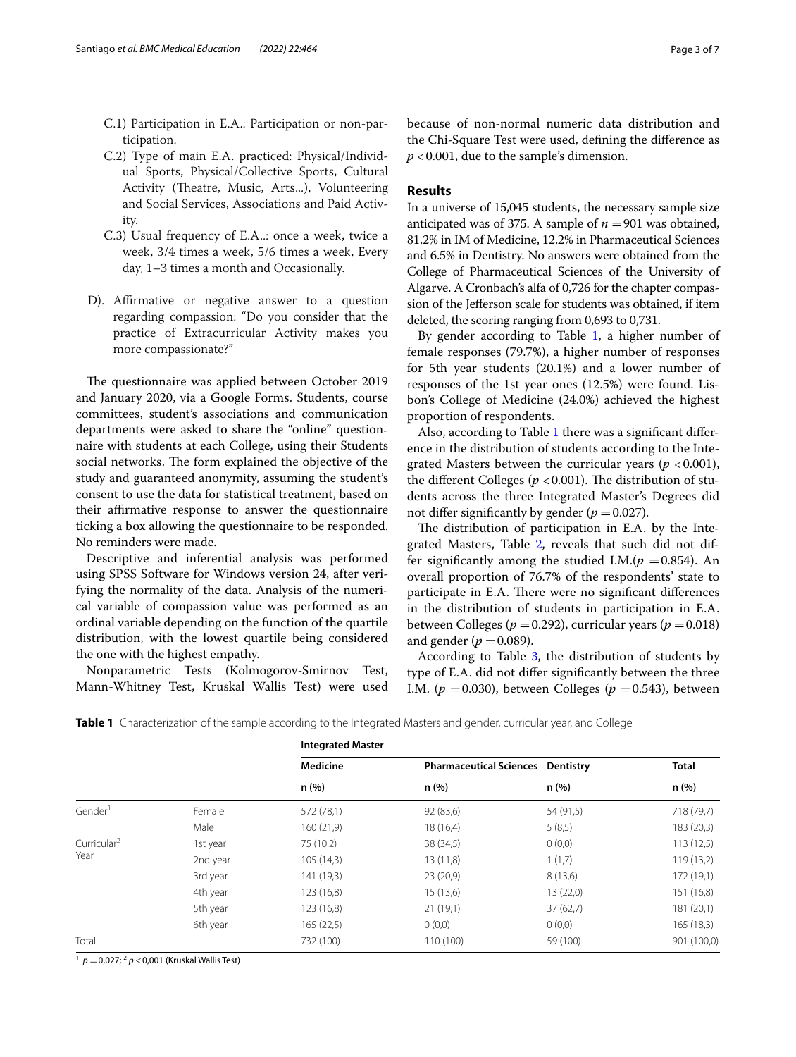C.1) Participation in E.A.: Participation or non-participation.

C.2) Type of main E.A. practiced: Physical/Individual Sports, Physical/Collective Sports, Cultural Activity (Theatre, Music, Arts...), Volunteering and Social Services, Associations and Paid Activity.

C.3) Usual frequency of E.A..: once a week, twice a week, 3/4 times a week, 5/6 times a week, Every day, 1–3 times a month and Occasionally.

D). Affirmative or negative answer to a question regarding compassion: "Do you consider that the practice of Extracurricular Activity makes you more compassionate?"

The questionnaire was applied between October 2019 and January 2020, via a Google Forms. Students, course committees, student's associations and communication departments were asked to share the "online" questionnaire with students at each College, using their Students social networks. The form explained the objective of the study and guaranteed anonymity, assuming the student's consent to use the data for statistical treatment, based on their affirmative response to answer the questionnaire ticking a box allowing the questionnaire to be responded. No reminders were made.

Descriptive and inferential analysis was performed using SPSS Software for Windows version 24, after verifying the normality of the data. Analysis of the numerical variable of compassion value was performed as an ordinal variable depending on the function of the quartile distribution, with the lowest quartile being considered the one with the highest empathy.

Nonparametric Tests (Kolmogorov-Smirnov Test, Mann-Whitney Test, Kruskal Wallis Test) were used because of non-normal numeric data distribution and the Chi-Square Test were used, defining the difference as $p < 0.001$, due to the sample's dimension.

## Results

In a universe of 15,045 students, the necessary sample size anticipated was of 375. A sample of $n = 901$ was obtained, 81.2% in IM of Medicine, 12.2% in Pharmaceutical Sciences and 6.5% in Dentistry. No answers were obtained from the College of Pharmaceutical Sciences of the University of Algarve. A Cronbach's alfa of 0,726 for the chapter compassion of the Jefferson scale for students was obtained, if item deleted, the scoring ranging from 0,693 to 0,731.

By gender according to Table 1, a higher number of female responses (79.7%), a higher number of responses for 5th year students (20.1%) and a lower number of responses of the 1st year ones (12.5%) were found. Lisbon's College of Medicine (24.0%) achieved the highest proportion of respondents.

Also, according to Table 1 there was a significant difference in the distribution of students according to the Integrated Masters between the curricular years ($p < 0.001$), the different Colleges ($p < 0.001$). The distribution of students across the three Integrated Master's Degrees did not differ significantly by gender ($p = 0.027$).

The distribution of participation in E.A. by the Integrated Masters, Table 2, reveals that such did not differ significantly among the studied I.M.($p = 0.854$). An overall proportion of 76.7% of the respondents' state to participate in E.A. There were no significant differences in the distribution of students in participation in E.A. between Colleges ($p = 0.292$), curricular years ($p = 0.018$) and gender ($p = 0.089$).

According to Table 3, the distribution of students by type of E.A. did not differ significantly between the three I.M. ($p = 0.030$), between Colleges ($p = 0.543$), between

**Table 1** Characterization of the sample according to the Integrated Masters and gender, curricular year, and College

| | | Integrated Master | | | |
|---|---|---|---|---|---|
| | | Medicine | Pharmaceutical Sciences | Dentistry | Total |
| | | n (%) | n (%) | n (%) | n (%) |
| Gender[1] | Female | 572 (78,1) | 92 (83,6) | 54 (91,5) | 718 (79,7) |
| | Male | 160 (21,9) | 18 (16,4) | 5 (8,5) | 183 (20,3) |
| Curricular[2] Year | 1st year | 75 (10,2) | 38 (34,5) | 0 (0,0) | 113 (12,5) |
| | 2nd year | 105 (14,3) | 13 (11,8) | 1 (1,7) | 119 (13,2) |
| | 3rd year | 141 (19,3) | 23 (20,9) | 8 (13,6) | 172 (19,1) |
| | 4th year | 123 (16,8) | 15 (13,6) | 13 (22,0) | 151 (16,8) |
| | 5th year | 123 (16,8) | 21 (19,1) | 37 (62,7) | 181 (20,1) |
| | 6th year | 165 (22,5) | 0 (0,0) | 0 (0,0) | 165 (18,3) |
| Total | | 732 (100) | 110 (100) | 59 (100) | 901 (100,0) |

[1] $p = 0{,}027$; [2] $p < 0{,}001$ (Kruskal Wallis Test)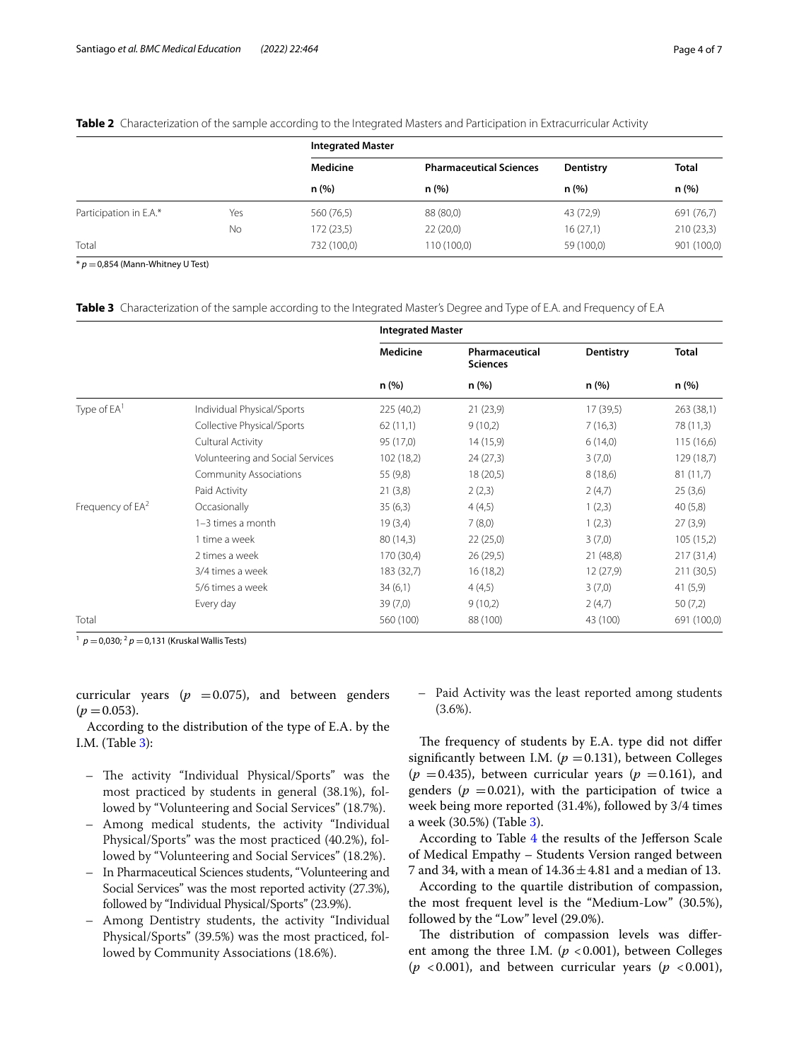**Table 2** Characterization of the sample according to the Integrated Masters and Participation in Extracurricular Activity

| | | Integrated Master | | | |
|---|---|---|---|---|---|
| | | Medicine | Pharmaceutical Sciences | Dentistry | Total |
| | | n (%) | n (%) | n (%) | n (%) |
| Participation in E.A.* | Yes | 560 (76,5) | 88 (80,0) | 43 (72,9) | 691 (76,7) |
| | No | 172 (23,5) | 22 (20,0) | 16 (27,1) | 210 (23,3) |
| Total | | 732 (100,0) | 110 (100,0) | 59 (100,0) | 901 (100,0) |

* $p = 0,854$ (Mann-Whitney U Test)

**Table 3** Characterization of the sample according to the Integrated Master's Degree and Type of E.A. and Frequency of E.A

| | | Integrated Master | | | |
|---|---|---|---|---|---|
| | | Medicine | Pharmaceutical Sciences | Dentistry | Total |
| | | n (%) | n (%) | n (%) | n (%) |
| Type of EA[1] | Individual Physical/Sports | 225 (40,2) | 21 (23,9) | 17 (39,5) | 263 (38,1) |
| | Collective Physical/Sports | 62 (11,1) | 9 (10,2) | 7 (16,3) | 78 (11,3) |
| | Cultural Activity | 95 (17,0) | 14 (15,9) | 6 (14,0) | 115 (16,6) |
| | Volunteering and Social Services | 102 (18,2) | 24 (27,3) | 3 (7,0) | 129 (18,7) |
| | Community Associations | 55 (9,8) | 18 (20,5) | 8 (18,6) | 81 (11,7) |
| | Paid Activity | 21 (3,8) | 2 (2,3) | 2 (4,7) | 25 (3,6) |
| Frequency of EA[2] | Occasionally | 35 (6,3) | 4 (4,5) | 1 (2,3) | 40 (5,8) |
| | 1–3 times a month | 19 (3,4) | 7 (8,0) | 1 (2,3) | 27 (3,9) |
| | 1 time a week | 80 (14,3) | 22 (25,0) | 3 (7,0) | 105 (15,2) |
| | 2 times a week | 170 (30,4) | 26 (29,5) | 21 (48,8) | 217 (31,4) |
| | 3/4 times a week | 183 (32,7) | 16 (18,2) | 12 (27,9) | 211 (30,5) |
| | 5/6 times a week | 34 (6,1) | 4 (4,5) | 3 (7,0) | 41 (5,9) |
| | Every day | 39 (7,0) | 9 (10,2) | 2 (4,7) | 50 (7,2) |
| Total | | 560 (100) | 88 (100) | 43 (100) | 691 (100,0) |

[1] $p = 0,030$; [2] $p = 0,131$ (Kruskal Wallis Tests)

curricular years ($p = 0.075$), and between genders ($p = 0.053$).

According to the distribution of the type of E.A. by the I.M. (Table 3):

- The activity "Individual Physical/Sports" was the most practiced by students in general (38.1%), followed by "Volunteering and Social Services" (18.7%).
- Among medical students, the activity "Individual Physical/Sports" was the most practiced (40.2%), followed by "Volunteering and Social Services" (18.2%).
- In Pharmaceutical Sciences students, "Volunteering and Social Services" was the most reported activity (27.3%), followed by "Individual Physical/Sports" (23.9%).
- Among Dentistry students, the activity "Individual Physical/Sports" (39.5%) was the most practiced, followed by Community Associations (18.6%).
- Paid Activity was the least reported among students (3.6%).

The frequency of students by E.A. type did not differ significantly between I.M. ($p = 0.131$), between Colleges ($p = 0.435$), between curricular years ($p = 0.161$), and genders ($p = 0.021$), with the participation of twice a week being more reported (31.4%), followed by 3/4 times a week (30.5%) (Table 3).

According to Table 4 the results of the Jefferson Scale of Medical Empathy – Students Version ranged between 7 and 34, with a mean of $14.36 \pm 4.81$ and a median of 13.

According to the quartile distribution of compassion, the most frequent level is the "Medium-Low" (30.5%), followed by the "Low" level (29.0%).

The distribution of compassion levels was different among the three I.M. ($p < 0.001$), between Colleges ($p < 0.001$), and between curricular years ($p < 0.001$),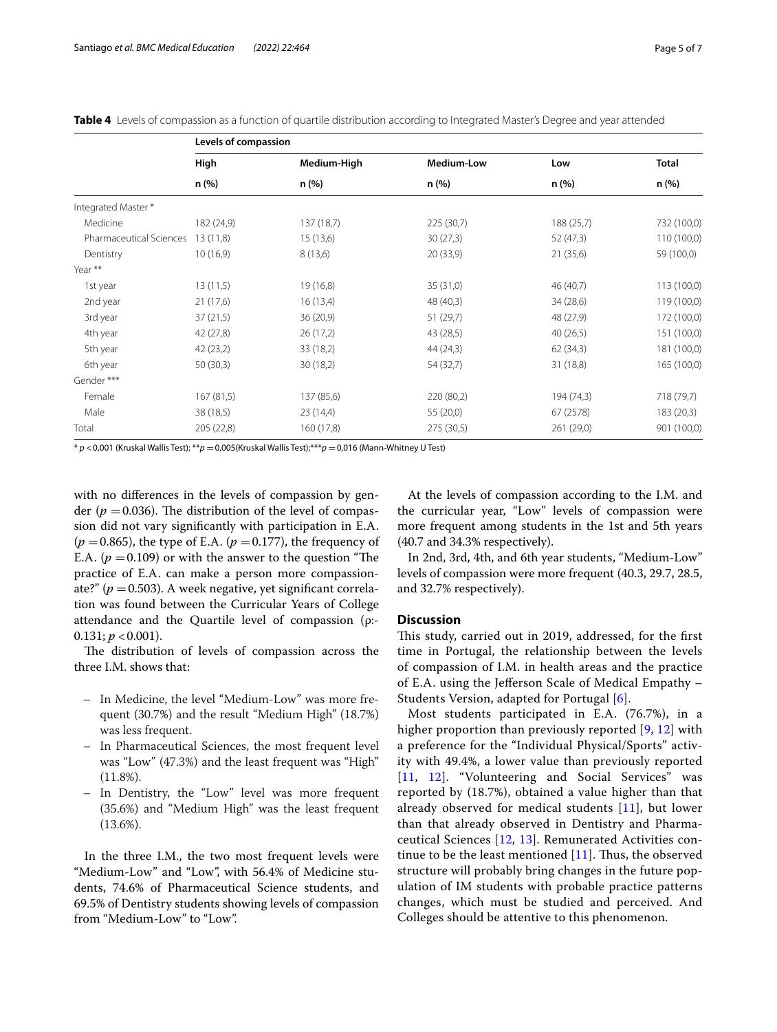**Table 4** Levels of compassion as a function of quartile distribution according to Integrated Master's Degree and year attended

| | Levels of compassion | | | | |
|---|---|---|---|---|---|
| | High | Medium-High | Medium-Low | Low | Total |
| | n (%) | n (%) | n (%) | n (%) | n (%) |
| Integrated Master * | | | | | |
| Medicine | 182 (24,9) | 137 (18,7) | 225 (30,7) | 188 (25,7) | 732 (100,0) |
| Pharmaceutical Sciences | 13 (11,8) | 15 (13,6) | 30 (27,3) | 52 (47,3) | 110 (100,0) |
| Dentistry | 10 (16,9) | 8 (13,6) | 20 (33,9) | 21 (35,6) | 59 (100,0) |
| Year ** | | | | | |
| 1st year | 13 (11,5) | 19 (16,8) | 35 (31,0) | 46 (40,7) | 113 (100,0) |
| 2nd year | 21 (17,6) | 16 (13,4) | 48 (40,3) | 34 (28,6) | 119 (100,0) |
| 3rd year | 37 (21,5) | 36 (20,9) | 51 (29,7) | 48 (27,9) | 172 (100,0) |
| 4th year | 42 (27,8) | 26 (17,2) | 43 (28,5) | 40 (26,5) | 151 (100,0) |
| 5th year | 42 (23,2) | 33 (18,2) | 44 (24,3) | 62 (34,3) | 181 (100,0) |
| 6th year | 50 (30,3) | 30 (18,2) | 54 (32,7) | 31 (18,8) | 165 (100,0) |
| Gender *** | | | | | |
| Female | 167 (81,5) | 137 (85,6) | 220 (80,2) | 194 (74,3) | 718 (79,7) |
| Male | 38 (18,5) | 23 (14,4) | 55 (20,0) | 67 (2578) | 183 (20,3) |
| Total | 205 (22,8) | 160 (17,8) | 275 (30,5) | 261 (29,0) | 901 (100,0) |

* $p < 0{,}001$ (Kruskal Wallis Test); ** $p = 0{,}005$ (Kruskal Wallis Test); *** $p = 0{,}016$ (Mann-Whitney U Test)

with no differences in the levels of compassion by gender ($p = 0.036$). The distribution of the level of compassion did not vary significantly with participation in E.A. ($p = 0.865$), the type of E.A. ($p = 0.177$), the frequency of E.A. ($p = 0.109$) or with the answer to the question "The practice of E.A. can make a person more compassionate?" ($p = 0.503$). A week negative, yet significant correlation was found between the Curricular Years of College attendance and the Quartile level of compassion (ρ:-0.131; $p < 0.001$).

The distribution of levels of compassion across the three I.M. shows that:

– In Medicine, the level "Medium-Low" was more frequent (30.7%) and the result "Medium High" (18.7%) was less frequent.
– In Pharmaceutical Sciences, the most frequent level was "Low" (47.3%) and the least frequent was "High" (11.8%).
– In Dentistry, the "Low" level was more frequent (35.6%) and "Medium High" was the least frequent (13.6%).

In the three I.M., the two most frequent levels were "Medium-Low" and "Low", with 56.4% of Medicine students, 74.6% of Pharmaceutical Science students, and 69.5% of Dentistry students showing levels of compassion from "Medium-Low" to "Low".

At the levels of compassion according to the I.M. and the curricular year, "Low" levels of compassion were more frequent among students in the 1st and 5th years (40.7 and 34.3% respectively).

In 2nd, 3rd, 4th, and 6th year students, "Medium-Low" levels of compassion were more frequent (40.3, 29.7, 28.5, and 32.7% respectively).

## Discussion

This study, carried out in 2019, addressed, for the first time in Portugal, the relationship between the levels of compassion of I.M. in health areas and the practice of E.A. using the Jefferson Scale of Medical Empathy – Students Version, adapted for Portugal [6].

Most students participated in E.A. (76.7%), in a higher proportion than previously reported [9, 12] with a preference for the "Individual Physical/Sports" activity with 49.4%, a lower value than previously reported [11, 12]. "Volunteering and Social Services" was reported by (18.7%), obtained a value higher than that already observed for medical students [11], but lower than that already observed in Dentistry and Pharmaceutical Sciences [12, 13]. Remunerated Activities continue to be the least mentioned [11]. Thus, the observed structure will probably bring changes in the future population of IM students with probable practice patterns changes, which must be studied and perceived. And Colleges should be attentive to this phenomenon.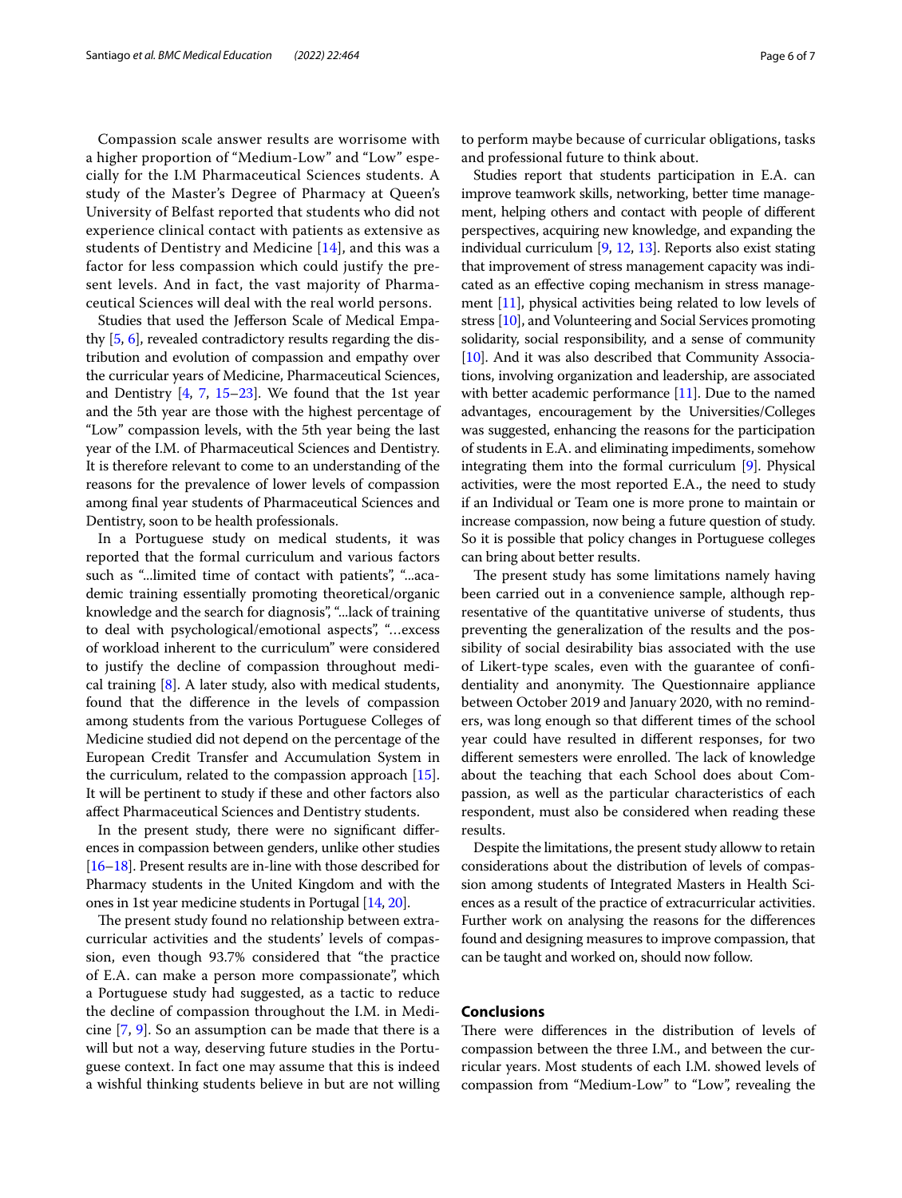Compassion scale answer results are worrisome with a higher proportion of "Medium-Low" and "Low" especially for the I.M Pharmaceutical Sciences students. A study of the Master's Degree of Pharmacy at Queen's University of Belfast reported that students who did not experience clinical contact with patients as extensive as students of Dentistry and Medicine [14], and this was a factor for less compassion which could justify the present levels. And in fact, the vast majority of Pharmaceutical Sciences will deal with the real world persons.

Studies that used the Jefferson Scale of Medical Empathy [5, 6], revealed contradictory results regarding the distribution and evolution of compassion and empathy over the curricular years of Medicine, Pharmaceutical Sciences, and Dentistry [4, 7, 15–23]. We found that the 1st year and the 5th year are those with the highest percentage of "Low" compassion levels, with the 5th year being the last year of the I.M. of Pharmaceutical Sciences and Dentistry. It is therefore relevant to come to an understanding of the reasons for the prevalence of lower levels of compassion among final year students of Pharmaceutical Sciences and Dentistry, soon to be health professionals.

In a Portuguese study on medical students, it was reported that the formal curriculum and various factors such as "...limited time of contact with patients", "...academic training essentially promoting theoretical/organic knowledge and the search for diagnosis", "...lack of training to deal with psychological/emotional aspects", "…excess of workload inherent to the curriculum" were considered to justify the decline of compassion throughout medical training [8]. A later study, also with medical students, found that the difference in the levels of compassion among students from the various Portuguese Colleges of Medicine studied did not depend on the percentage of the European Credit Transfer and Accumulation System in the curriculum, related to the compassion approach [15]. It will be pertinent to study if these and other factors also affect Pharmaceutical Sciences and Dentistry students.

In the present study, there were no significant differences in compassion between genders, unlike other studies [16–18]. Present results are in-line with those described for Pharmacy students in the United Kingdom and with the ones in 1st year medicine students in Portugal [14, 20].

The present study found no relationship between extracurricular activities and the students' levels of compassion, even though 93.7% considered that "the practice of E.A. can make a person more compassionate", which a Portuguese study had suggested, as a tactic to reduce the decline of compassion throughout the I.M. in Medicine [7, 9]. So an assumption can be made that there is a will but not a way, deserving future studies in the Portuguese context. In fact one may assume that this is indeed a wishful thinking students believe in but are not willing to perform maybe because of curricular obligations, tasks and professional future to think about.

Studies report that students participation in E.A. can improve teamwork skills, networking, better time management, helping others and contact with people of different perspectives, acquiring new knowledge, and expanding the individual curriculum [9, 12, 13]. Reports also exist stating that improvement of stress management capacity was indicated as an effective coping mechanism in stress management [11], physical activities being related to low levels of stress [10], and Volunteering and Social Services promoting solidarity, social responsibility, and a sense of community [10]. And it was also described that Community Associations, involving organization and leadership, are associated with better academic performance [11]. Due to the named advantages, encouragement by the Universities/Colleges was suggested, enhancing the reasons for the participation of students in E.A. and eliminating impediments, somehow integrating them into the formal curriculum [9]. Physical activities, were the most reported E.A., the need to study if an Individual or Team one is more prone to maintain or increase compassion, now being a future question of study. So it is possible that policy changes in Portuguese colleges can bring about better results.

The present study has some limitations namely having been carried out in a convenience sample, although representative of the quantitative universe of students, thus preventing the generalization of the results and the possibility of social desirability bias associated with the use of Likert-type scales, even with the guarantee of confidentiality and anonymity. The Questionnaire appliance between October 2019 and January 2020, with no reminders, was long enough so that different times of the school year could have resulted in different responses, for two different semesters were enrolled. The lack of knowledge about the teaching that each School does about Compassion, as well as the particular characteristics of each respondent, must also be considered when reading these results.

Despite the limitations, the present study alloww to retain considerations about the distribution of levels of compassion among students of Integrated Masters in Health Sciences as a result of the practice of extracurricular activities. Further work on analysing the reasons for the differences found and designing measures to improve compassion, that can be taught and worked on, should now follow.

## Conclusions

There were differences in the distribution of levels of compassion between the three I.M., and between the curricular years. Most students of each I.M. showed levels of compassion from "Medium-Low" to "Low", revealing the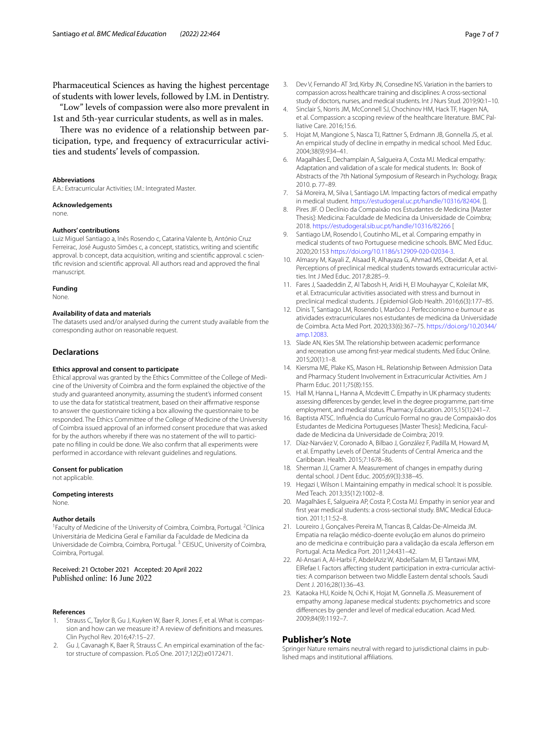Pharmaceutical Sciences as having the highest percentage of students with lower levels, followed by I.M. in Dentistry.

"Low" levels of compassion were also more prevalent in 1st and 5th-year curricular students, as well as in males.

There was no evidence of a relationship between participation, type, and frequency of extracurricular activities and students' levels of compassion.

#### Abbreviations

E.A.: Extracurricular Activities; I.M.: Integrated Master.

#### Acknowledgements

none.

#### Authors' contributions

Luiz Miguel Santiago a, Inês Rosendo c, Catarina Valente b, António Cruz Ferreirac, José Augusto Simões c, a concept, statistics, writing and scientific approval. b concept, data acquisition, writing and scientific approval. c scientific revision and scientific approval. All authors read and approved the final manuscript.

#### Funding

None.

#### Availability of data and materials

The datasets used and/or analysed during the current study available from the corresponding author on reasonable request.

### Declarations

#### Ethics approval and consent to participate

Ethical approval was granted by the Ethics Committee of the College of Medicine of the University of Coimbra and the form explained the objective of the study and guaranteed anonymity, assuming the student's informed consent to use the data for statistical treatment, based on their affirmative response to answer the questionnaire ticking a box allowing the questionnaire to be responded. The Ethics Committee of the College of Medicine of the University of Coimbra issued approval of an informed consent procedure that was asked for by the authors whereby if there was no statement of the will to participate no filling in could be done. We also confirm that all experiments were performed in accordance with relevant guidelines and regulations.

#### Consent for publication

not applicable.

#### Competing interests

None.

#### Author details

[1]Faculty of Medicine of the University of Coimbra, Coimbra, Portugal. [2]Clínica Universitária de Medicina Geral e Familiar da Faculdade de Medicina da Universidade de Coimbra, Coimbra, Portugal. [3] CEISUC, University of Coimbra, Coimbra, Portugal.

Received: 21 October 2021 Accepted: 20 April 2022
Published online: 16 June 2022

#### References

1. Strauss C, Taylor B, Gu J, Kuyken W, Baer R, Jones F, et al. What is compassion and how can we measure it? A review of definitions and measures. Clin Psychol Rev. 2016;47:15–27.
2. Gu J, Cavanagh K, Baer R, Strauss C. An empirical examination of the factor structure of compassion. PLoS One. 2017;12(2):e0172471.
3. Dev V, Fernando AT 3rd, Kirby JN, Consedine NS. Variation in the barriers to compassion across healthcare training and disciplines: A cross-sectional study of doctors, nurses, and medical students. Int J Nurs Stud. 2019;90:1–10.
4. Sinclair S, Norris JM, McConnell SJ, Chochinov HM, Hack TF, Hagen NA, et al. Compassion: a scoping review of the healthcare literature. BMC Palliative Care. 2016;15:6.
5. Hojat M, Mangione S, Nasca TJ, Rattner S, Erdmann JB, Gonnella JS, et al. An empirical study of decline in empathy in medical school. Med Educ. 2004;38(9):934–41.
6. Magalhães E, Dechamplain A, Salgueira A, Costa MJ. Medical empathy: Adaptation and validation of a scale for medical students. In: Book of Abstracts of the 7th National Symposium of Research in Psychology. Braga; 2010. p. 77–89.
7. Sá Moreira, M, Silva I, Santiago LM. Impacting factors of medical empathy in medical student. https://estudogeral.uc.pt/handle/10316/82404. [].
8. Pires JIF. O Declínio da Compaixão nos Estudantes de Medicina [Master Thesis]: Medicina: Faculdade de Medicina da Universidade de Coimbra; 2018. https://estudogeral.sib.uc.pt/handle/10316/82266 [
9. Santiago LM, Rosendo I, Coutinho ML, et al. Comparing empathy in medical students of two Portuguese medicine schools. BMC Med Educ. 2020;20:153 https://doi.org/10.1186/s12909-020-02034-3.
10. Almasry M, Kayali Z, Alsaad R, Alhayaza G, Ahmad MS, Obeidat A, et al. Perceptions of preclinical medical students towards extracurricular activities. Int J Med Educ. 2017;8:285–9.
11. Fares J, Saadeddin Z, Al Tabosh H, Aridi H, El Mouhayyar C, Koleilat MK, et al. Extracurricular activities associated with stress and burnout in preclinical medical students. J Epidemiol Glob Health. 2016;6(3):177–85.
12. Dinis T, Santiago LM, Rosendo I, Marôco J. Perfeccionismo e *burnout* e as atividades extracurriculares nos estudantes de medicina da Universidade de Coimbra. Acta Med Port. 2020;33(6):367–75. https://doi.org/10.20344/amp.12083.
13. Slade AN, Kies SM. The relationship between academic performance and recreation use among first-year medical students. Med Educ Online. 2015;20(1):1–8.
14. Kiersma ME, Plake KS, Mason HL. Relationship Between Admission Data and Pharmacy Student Involvement in Extracurricular Activities. Am J Pharm Educ. 2011;75(8):155.
15. Hall M, Hanna L, Hanna A, Mcdevitt C. Empathy in UK pharmacy students: assessing differences by gender, level in the degree programme, part-time employment, and medical status. Pharmacy Education. 2015;15(1):241–7.
16. Baptista ATSC. Influência do Currículo Formal no grau de Compaixão dos Estudantes de Medicina Portugueses [Master Thesis]: Medicina, Faculdade de Medicina da Universidade de Coimbra; 2019.
17. Díaz-Narváez V, Coronado A, Bilbao J, González F, Padilla M, Howard M, et al. Empathy Levels of Dental Students of Central America and the Caribbean. Health. 2015;7:1678–86.
18. Sherman JJ, Cramer A. Measurement of changes in empathy during dental school. J Dent Educ. 2005;69(3):338–45.
19. Hegazi I, Wilson I. Maintaining empathy in medical school: It is possible. Med Teach. 2013;35(12):1002–8.
20. Magalhães E, Salgueira AP, Costa P, Costa MJ. Empathy in senior year and first year medical students: a cross-sectional study. BMC Medical Education. 2011;11:52–8.
21. Loureiro J, Gonçalves-Pereira M, Trancas B, Caldas-De-Almeida JM. Empatia na relação médico-doente evolução em alunos do primeiro ano de medicina e contribuição para a validação da escala Jefferson em Portugal. Acta Medica Port. 2011;24:431–42.
22. Al-Ansari A, Al-Harbi F, AbdelAziz W, AbdelSalam M, El Tantawi MM, ElRefae I. Factors affecting student participation in extra-curricular activities: A comparison between two Middle Eastern dental schools. Saudi Dent J. 2016;28(1):36–43.
23. Kataoka HU, Koide N, Ochi K, Hojat M, Gonnella JS. Measurement of empathy among Japanese medical students: psychometrics and score differences by gender and level of medical education. Acad Med. 2009;84(9):1192–7.

### Publisher's Note

Springer Nature remains neutral with regard to jurisdictional claims in published maps and institutional affiliations.